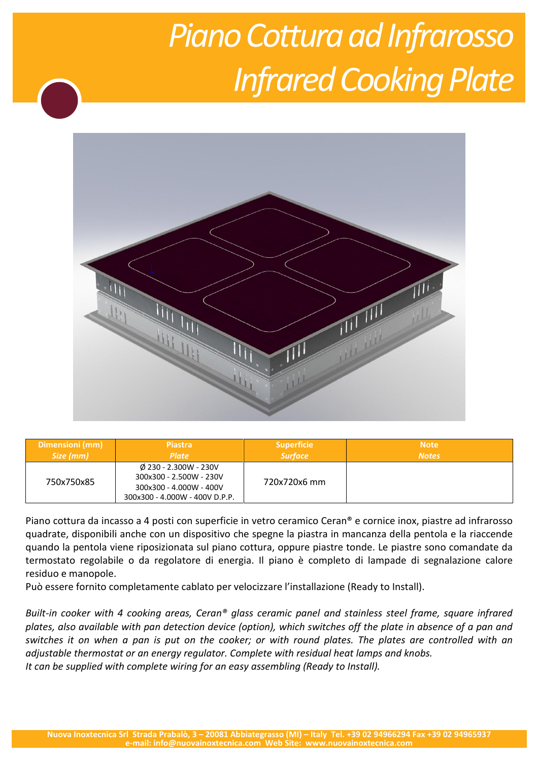# *Piano Cottura ad Infrarosso*
# *Infrared Cooking Plate*

| Dimensioni (mm) *Size (mm)* | Piastra *Plate* | Superficie *Surface* | Note *Notes* |
|---|---|---|---|
| 750x750x85 | Ø 230 - 2.300W - 230V<br>300x300 - 2.500W - 230V<br>300x300 - 4.000W - 400V<br>300x300 - 4.000W - 400V D.P.P. | 720x720x6 mm | |

Piano cottura da incasso a 4 posti con superficie in vetro ceramico Ceran® e cornice inox, piastre ad infrarosso quadrate, disponibili anche con un dispositivo che spegne la piastra in mancanza della pentola e la riaccende quando la pentola viene riposizionata sul piano cottura, oppure piastre tonde. Le piastre sono comandate da termostato regolabile o da regolatore di energia. Il piano è completo di lampade di segnalazione calore residuo e manopole.
Può essere fornito completamente cablato per velocizzare l'installazione (Ready to Install).

*Built-in cooker with 4 cooking areas, Ceran® glass ceramic panel and stainless steel frame, square infrared plates, also available with pan detection device (option), which switches off the plate in absence of a pan and switches it on when a pan is put on the cooker; or with round plates. The plates are controlled with an adjustable thermostat or an energy regulator. Complete with residual heat lamps and knobs.*
*It can be supplied with complete wiring for an easy assembling (Ready to Install).*

**Nuova Inoxtecnica Srl Strada Prabalò, 3 – 20081 Abbiategrasso (MI) – Italy Tel. +39 02 94966294 Fax +39 02 94965937**
**e-mail: info@nuovainoxtecnica.com Web Site: www.nuovainoxtecnica.com**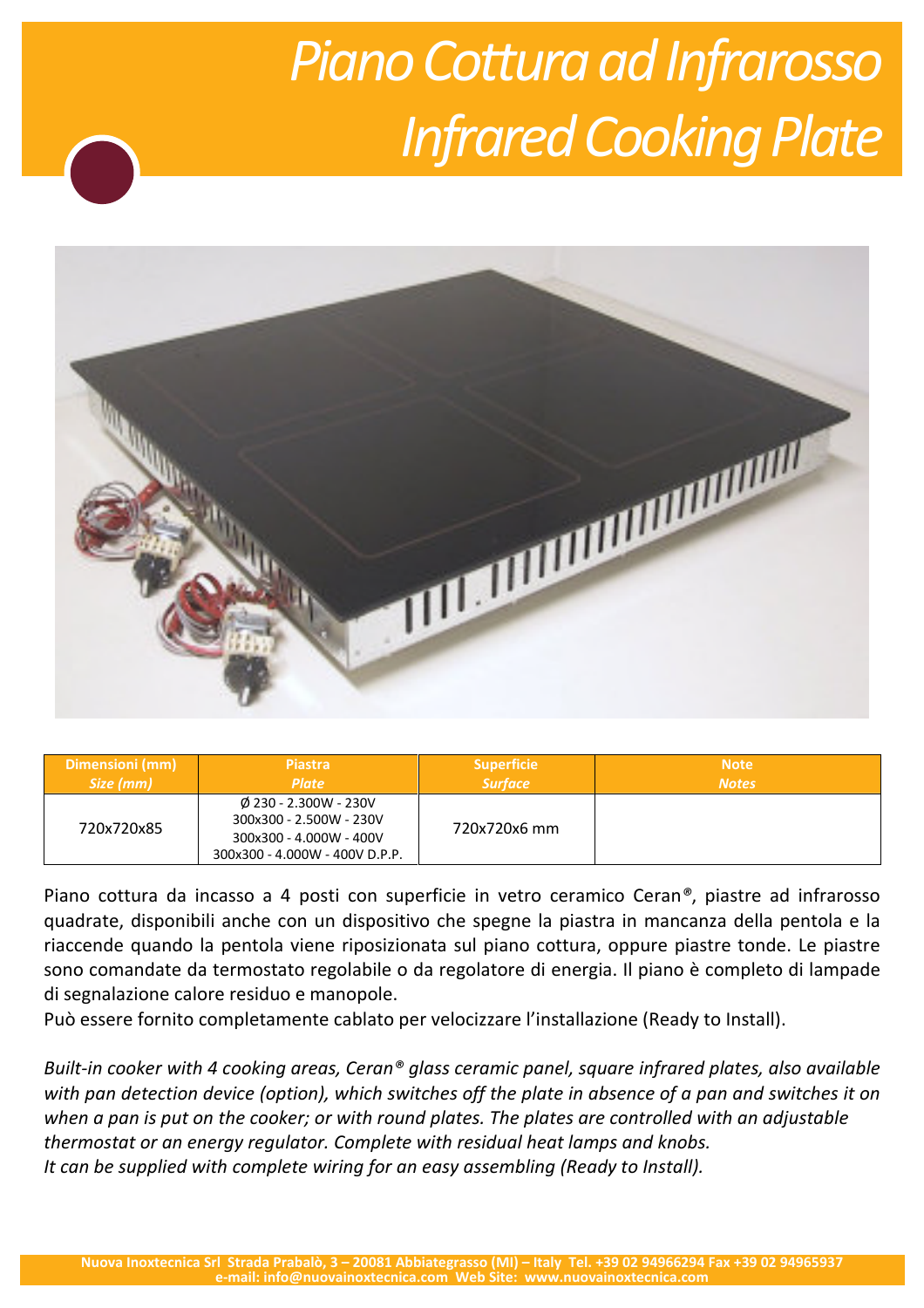# *Piano Cottura ad Infrarosso*
# *Infrared Cooking Plate*

| Dimensioni (mm) *Size (mm)* | Piastra *Plate* | Superficie *Surface* | Note *Notes* |
|---|---|---|---|
| 720x720x85 | Ø 230 - 2.300W - 230V<br>300x300 - 2.500W - 230V<br>300x300 - 4.000W - 400V<br>300x300 - 4.000W - 400V D.P.P. | 720x720x6 mm | |

Piano cottura da incasso a 4 posti con superficie in vetro ceramico Ceran®, piastre ad infrarosso quadrate, disponibili anche con un dispositivo che spegne la piastra in mancanza della pentola e la riaccende quando la pentola viene riposizionata sul piano cottura, oppure piastre tonde. Le piastre sono comandate da termostato regolabile o da regolatore di energia. Il piano è completo di lampade di segnalazione calore residuo e manopole.
Può essere fornito completamente cablato per velocizzare l'installazione (Ready to Install).

*Built-in cooker with 4 cooking areas, Ceran® glass ceramic panel, square infrared plates, also available with pan detection device (option), which switches off the plate in absence of a pan and switches it on when a pan is put on the cooker; or with round plates. The plates are controlled with an adjustable thermostat or an energy regulator. Complete with residual heat lamps and knobs.*
*It can be supplied with complete wiring for an easy assembling (Ready to Install).*

**Nuova Inoxtecnica Srl Strada Prabalò, 3 – 20081 Abbiategrasso (MI) – Italy Tel. +39 02 94966294 Fax +39 02 94965937**
**e-mail: info@nuovainoxtecnica.com Web Site: www.nuovainoxtecnica.com**